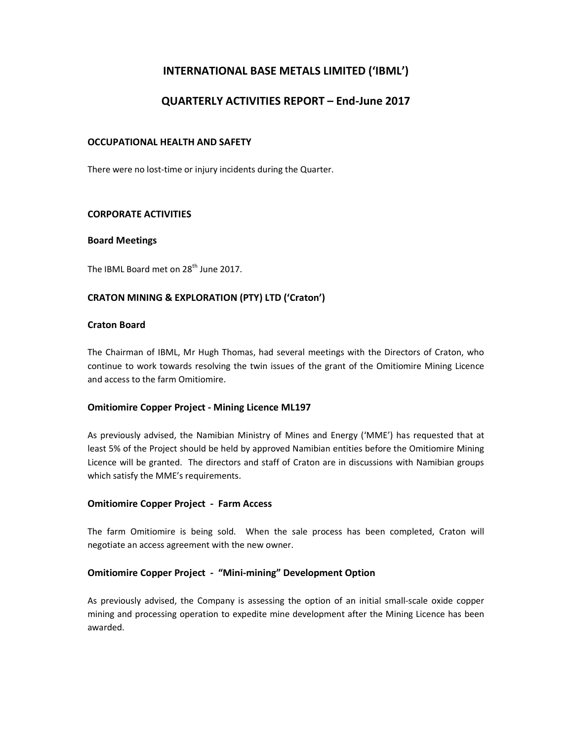# INTERNATIONAL BASE METALS LIMITED ('IBML')

# QUARTERLY ACTIVITIES REPORT – End-June 2017

## OCCUPATIONAL HEALTH AND SAFETY

There were no lost-time or injury incidents during the Quarter.

## CORPORATE ACTIVITIES

### Board Meetings

The IBML Board met on 28th June 2017.

## CRATON MINING & EXPLORATION (PTY) LTD ('Craton')

### Craton Board

The Chairman of IBML, Mr Hugh Thomas, had several meetings with the Directors of Craton, who continue to work towards resolving the twin issues of the grant of the Omitiomire Mining Licence and access to the farm Omitiomire.

### Omitiomire Copper Project - Mining Licence ML197

As previously advised, the Namibian Ministry of Mines and Energy ('MME') has requested that at least 5% of the Project should be held by approved Namibian entities before the Omitiomire Mining Licence will be granted. The directors and staff of Craton are in discussions with Namibian groups which satisfy the MME's requirements.

### Omitiomire Copper Project - Farm Access

The farm Omitiomire is being sold. When the sale process has been completed, Craton will negotiate an access agreement with the new owner.

### Omitiomire Copper Project - "Mini-mining" Development Option

As previously advised, the Company is assessing the option of an initial small-scale oxide copper mining and processing operation to expedite mine development after the Mining Licence has been awarded.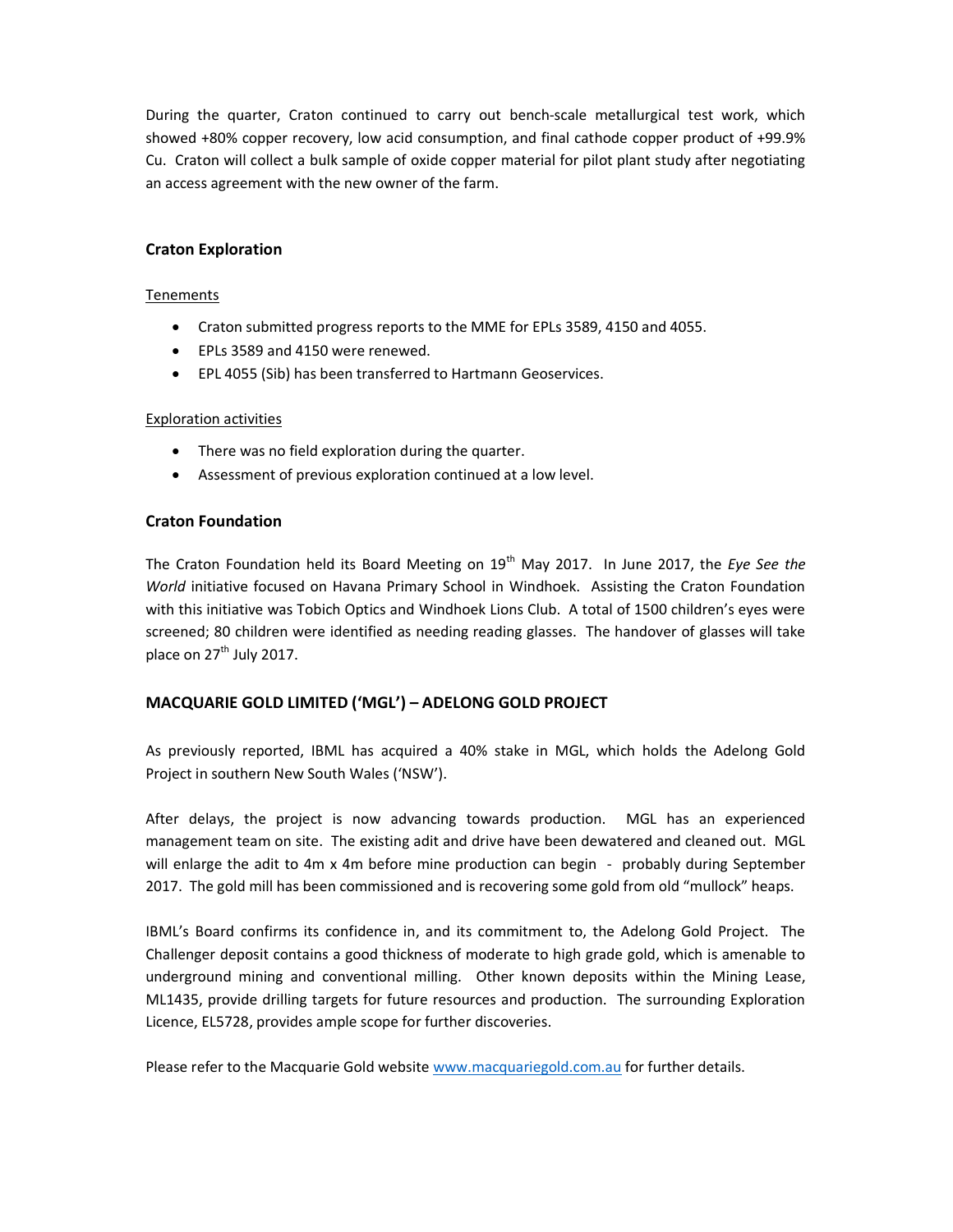During the quarter, Craton continued to carry out bench-scale metallurgical test work, which showed +80% copper recovery, low acid consumption, and final cathode copper product of +99.9% Cu. Craton will collect a bulk sample of oxide copper material for pilot plant study after negotiating an access agreement with the new owner of the farm.

### Craton Exploration

Tenements

- Craton submitted progress reports to the MME for EPLs 3589, 4150 and 4055.
- EPLs 3589 and 4150 were renewed.
- EPL 4055 (Sib) has been transferred to Hartmann Geoservices.

Exploration activities

- There was no field exploration during the quarter.
- Assessment of previous exploration continued at a low level.

### Craton Foundation

The Craton Foundation held its Board Meeting on 19th May 2017. In June 2017, the *Eye See the World* initiative focused on Havana Primary School in Windhoek. Assisting the Craton Foundation with this initiative was Tobich Optics and Windhoek Lions Club. A total of 1500 children's eyes were screened; 80 children were identified as needing reading glasses. The handover of glasses will take place on 27th July 2017.

## MACQUARIE GOLD LIMITED ('MGL') – ADELONG GOLD PROJECT

As previously reported, IBML has acquired a 40% stake in MGL, which holds the Adelong Gold Project in southern New South Wales ('NSW').

After delays, the project is now advancing towards production. MGL has an experienced management team on site. The existing adit and drive have been dewatered and cleaned out. MGL will enlarge the adit to 4m x 4m before mine production can begin - probably during September 2017. The gold mill has been commissioned and is recovering some gold from old "mullock" heaps.

IBML's Board confirms its confidence in, and its commitment to, the Adelong Gold Project. The Challenger deposit contains a good thickness of moderate to high grade gold, which is amenable to underground mining and conventional milling. Other known deposits within the Mining Lease, ML1435, provide drilling targets for future resources and production. The surrounding Exploration Licence, EL5728, provides ample scope for further discoveries.

Please refer to the Macquarie Gold website www.macquariegold.com.au for further details.